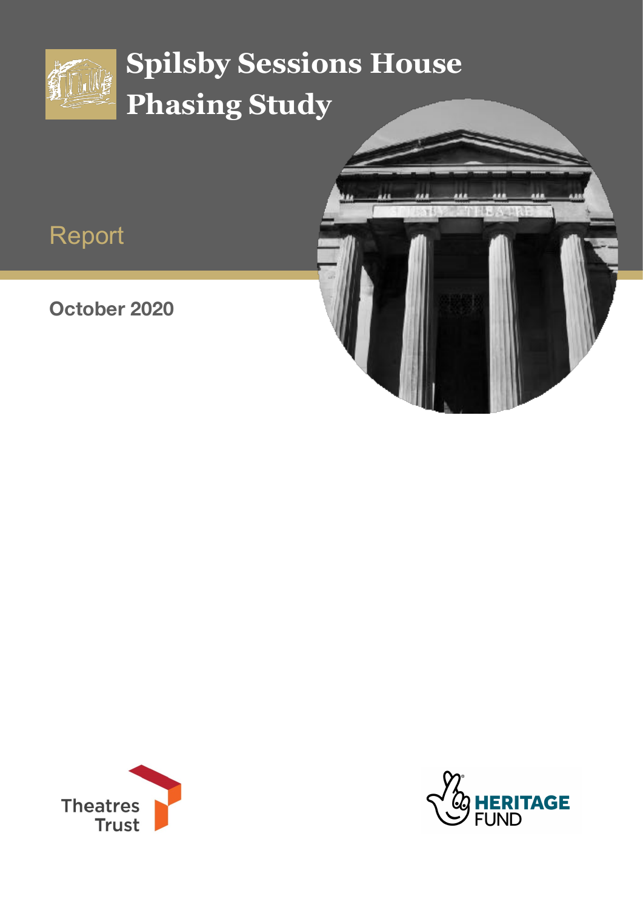# Spilsby Sessions House Phasing Study

Report

**October 2020**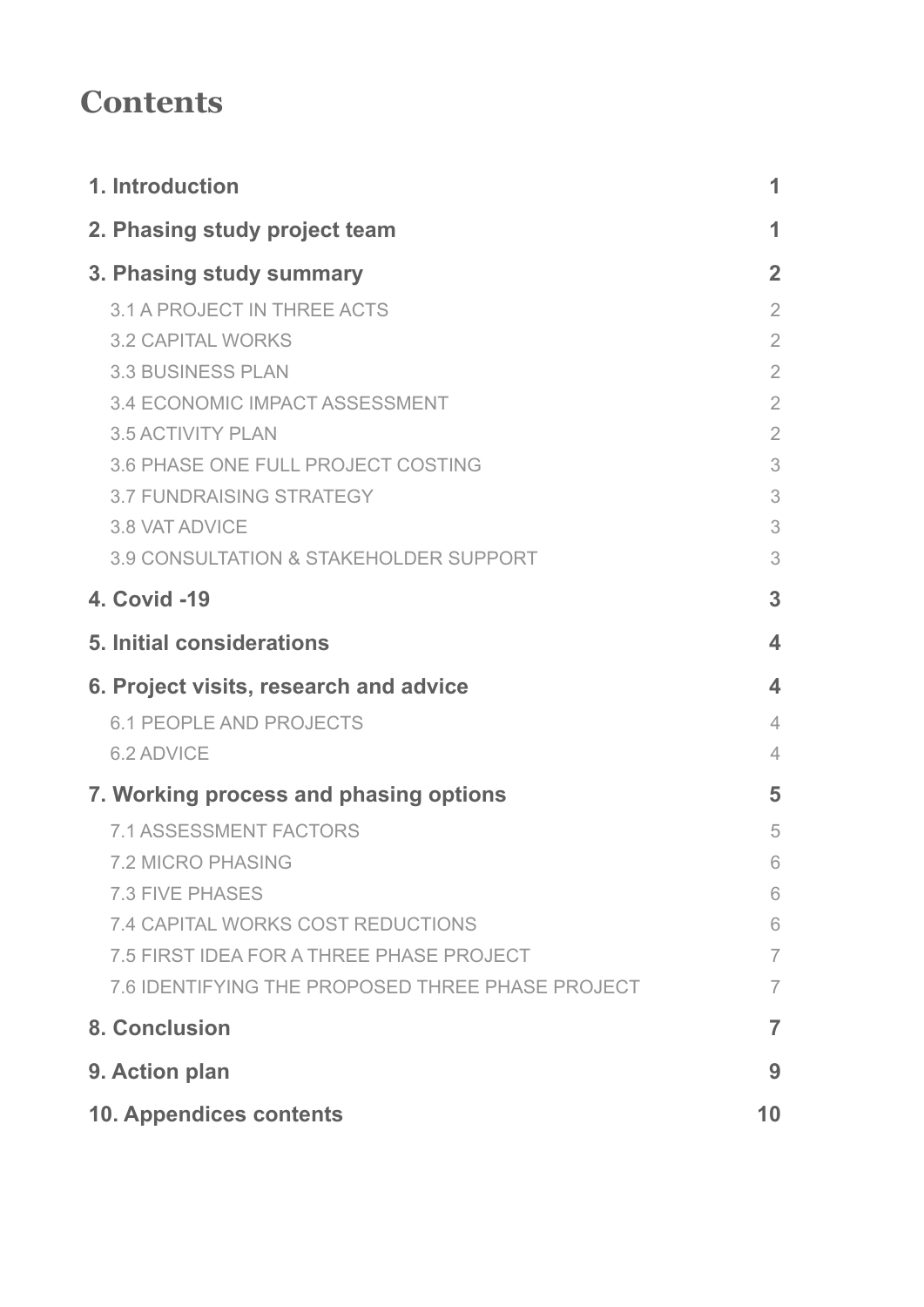# Contents

| | |
|---|---|
| **1. Introduction** | **1** |
| **2. Phasing study project team** | **1** |
| **3. Phasing study summary** | **2** |
| 3.1 A PROJECT IN THREE ACTS | 2 |
| 3.2 CAPITAL WORKS | 2 |
| 3.3 BUSINESS PLAN | 2 |
| 3.4 ECONOMIC IMPACT ASSESSMENT | 2 |
| 3.5 ACTIVITY PLAN | 2 |
| 3.6 PHASE ONE FULL PROJECT COSTING | 3 |
| 3.7 FUNDRAISING STRATEGY | 3 |
| 3.8 VAT ADVICE | 3 |
| 3.9 CONSULTATION & STAKEHOLDER SUPPORT | 3 |
| **4. Covid -19** | **3** |
| **5. Initial considerations** | **4** |
| **6. Project visits, research and advice** | **4** |
| 6.1 PEOPLE AND PROJECTS | 4 |
| 6.2 ADVICE | 4 |
| **7. Working process and phasing options** | **5** |
| 7.1 ASSESSMENT FACTORS | 5 |
| 7.2 MICRO PHASING | 6 |
| 7.3 FIVE PHASES | 6 |
| 7.4 CAPITAL WORKS COST REDUCTIONS | 6 |
| 7.5 FIRST IDEA FOR A THREE PHASE PROJECT | 7 |
| 7.6 IDENTIFYING THE PROPOSED THREE PHASE PROJECT | 7 |
| **8. Conclusion** | **7** |
| **9. Action plan** | **9** |
| **10. Appendices contents** | **10** |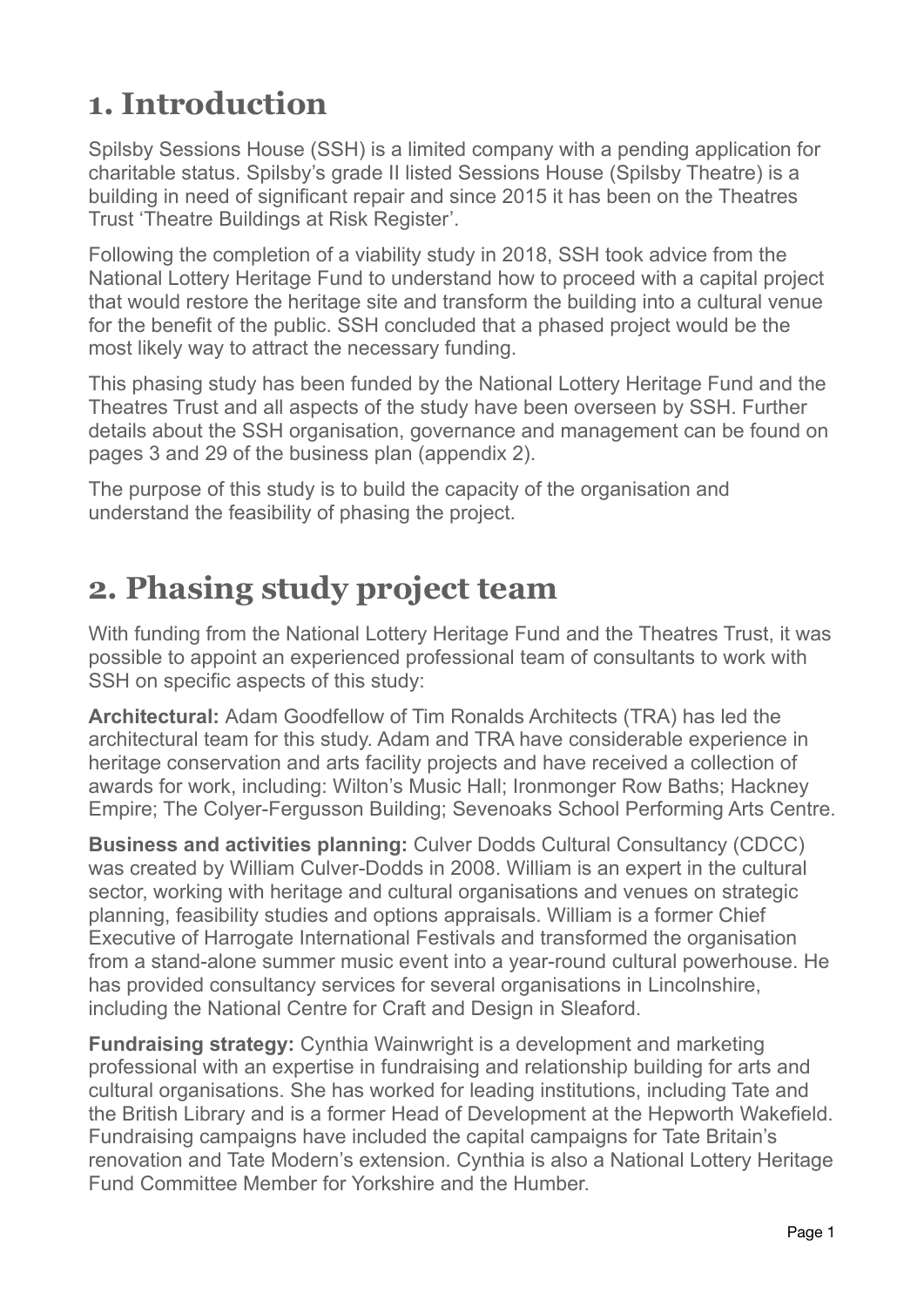# 1. Introduction

Spilsby Sessions House (SSH) is a limited company with a pending application for charitable status. Spilsby's grade II listed Sessions House (Spilsby Theatre) is a building in need of significant repair and since 2015 it has been on the Theatres Trust 'Theatre Buildings at Risk Register'.

Following the completion of a viability study in 2018, SSH took advice from the National Lottery Heritage Fund to understand how to proceed with a capital project that would restore the heritage site and transform the building into a cultural venue for the benefit of the public. SSH concluded that a phased project would be the most likely way to attract the necessary funding.

This phasing study has been funded by the National Lottery Heritage Fund and the Theatres Trust and all aspects of the study have been overseen by SSH. Further details about the SSH organisation, governance and management can be found on pages 3 and 29 of the business plan (appendix 2).

The purpose of this study is to build the capacity of the organisation and understand the feasibility of phasing the project.

# 2. Phasing study project team

With funding from the National Lottery Heritage Fund and the Theatres Trust, it was possible to appoint an experienced professional team of consultants to work with SSH on specific aspects of this study:

**Architectural:** Adam Goodfellow of Tim Ronalds Architects (TRA) has led the architectural team for this study. Adam and TRA have considerable experience in heritage conservation and arts facility projects and have received a collection of awards for work, including: Wilton's Music Hall; Ironmonger Row Baths; Hackney Empire; The Colyer-Fergusson Building; Sevenoaks School Performing Arts Centre.

**Business and activities planning:** Culver Dodds Cultural Consultancy (CDCC) was created by William Culver-Dodds in 2008. William is an expert in the cultural sector, working with heritage and cultural organisations and venues on strategic planning, feasibility studies and options appraisals. William is a former Chief Executive of Harrogate International Festivals and transformed the organisation from a stand-alone summer music event into a year-round cultural powerhouse. He has provided consultancy services for several organisations in Lincolnshire, including the National Centre for Craft and Design in Sleaford.

**Fundraising strategy:** Cynthia Wainwright is a development and marketing professional with an expertise in fundraising and relationship building for arts and cultural organisations. She has worked for leading institutions, including Tate and the British Library and is a former Head of Development at the Hepworth Wakefield. Fundraising campaigns have included the capital campaigns for Tate Britain's renovation and Tate Modern's extension. Cynthia is also a National Lottery Heritage Fund Committee Member for Yorkshire and the Humber.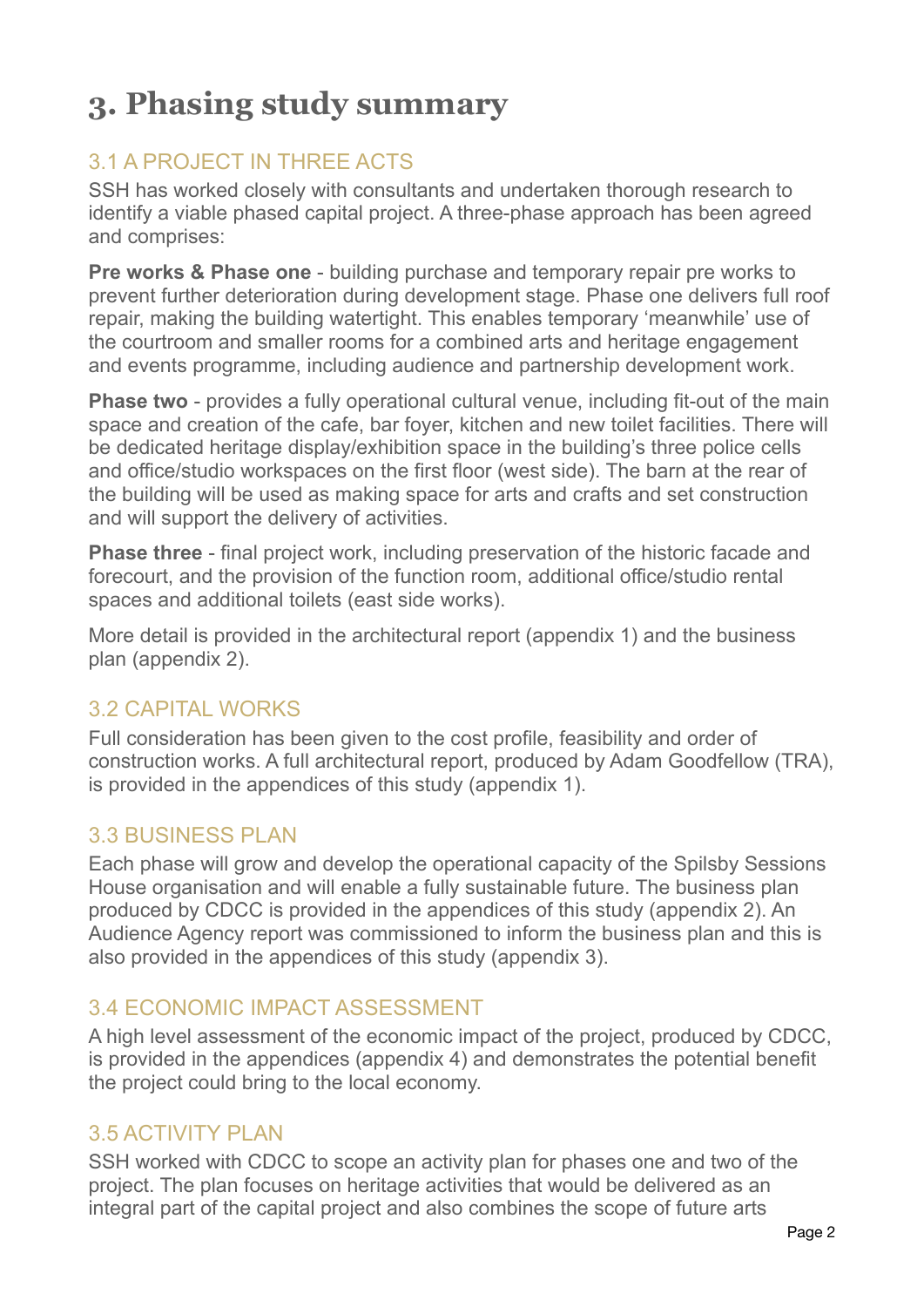# 3. Phasing study summary

## 3.1 A PROJECT IN THREE ACTS

SSH has worked closely with consultants and undertaken thorough research to identify a viable phased capital project. A three-phase approach has been agreed and comprises:

**Pre works & Phase one** - building purchase and temporary repair pre works to prevent further deterioration during development stage. Phase one delivers full roof repair, making the building watertight. This enables temporary 'meanwhile' use of the courtroom and smaller rooms for a combined arts and heritage engagement and events programme, including audience and partnership development work.

**Phase two** - provides a fully operational cultural venue, including fit-out of the main space and creation of the cafe, bar foyer, kitchen and new toilet facilities. There will be dedicated heritage display/exhibition space in the building's three police cells and office/studio workspaces on the first floor (west side). The barn at the rear of the building will be used as making space for arts and crafts and set construction and will support the delivery of activities.

**Phase three** - final project work, including preservation of the historic facade and forecourt, and the provision of the function room, additional office/studio rental spaces and additional toilets (east side works).

More detail is provided in the architectural report (appendix 1) and the business plan (appendix 2).

## 3.2 CAPITAL WORKS

Full consideration has been given to the cost profile, feasibility and order of construction works. A full architectural report, produced by Adam Goodfellow (TRA), is provided in the appendices of this study (appendix 1).

## 3.3 BUSINESS PLAN

Each phase will grow and develop the operational capacity of the Spilsby Sessions House organisation and will enable a fully sustainable future. The business plan produced by CDCC is provided in the appendices of this study (appendix 2). An Audience Agency report was commissioned to inform the business plan and this is also provided in the appendices of this study (appendix 3).

## 3.4 ECONOMIC IMPACT ASSESSMENT

A high level assessment of the economic impact of the project, produced by CDCC, is provided in the appendices (appendix 4) and demonstrates the potential benefit the project could bring to the local economy.

## 3.5 ACTIVITY PLAN

SSH worked with CDCC to scope an activity plan for phases one and two of the project. The plan focuses on heritage activities that would be delivered as an integral part of the capital project and also combines the scope of future arts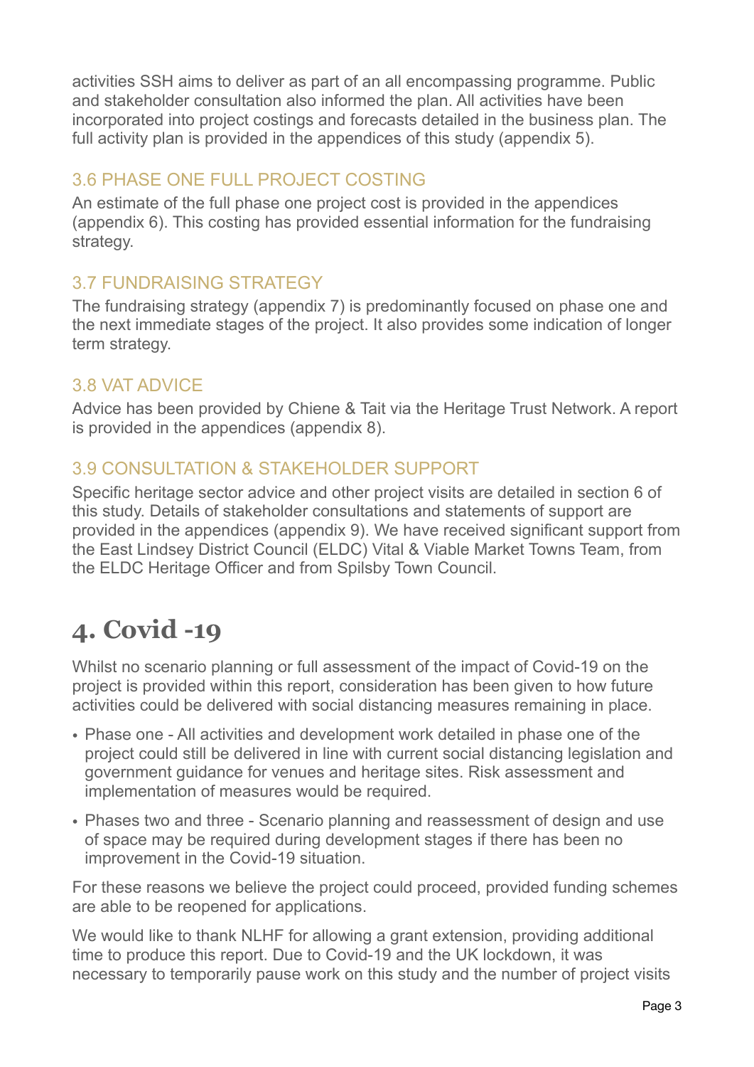activities SSH aims to deliver as part of an all encompassing programme. Public and stakeholder consultation also informed the plan. All activities have been incorporated into project costings and forecasts detailed in the business plan. The full activity plan is provided in the appendices of this study (appendix 5).

### 3.6 PHASE ONE FULL PROJECT COSTING

An estimate of the full phase one project cost is provided in the appendices (appendix 6). This costing has provided essential information for the fundraising strategy.

### 3.7 FUNDRAISING STRATEGY

The fundraising strategy (appendix 7) is predominantly focused on phase one and the next immediate stages of the project. It also provides some indication of longer term strategy.

### 3.8 VAT ADVICE

Advice has been provided by Chiene & Tait via the Heritage Trust Network. A report is provided in the appendices (appendix 8).

### 3.9 CONSULTATION & STAKEHOLDER SUPPORT

Specific heritage sector advice and other project visits are detailed in section 6 of this study. Details of stakeholder consultations and statements of support are provided in the appendices (appendix 9). We have received significant support from the East Lindsey District Council (ELDC) Vital & Viable Market Towns Team, from the ELDC Heritage Officer and from Spilsby Town Council.

## 4. Covid -19

Whilst no scenario planning or full assessment of the impact of Covid-19 on the project is provided within this report, consideration has been given to how future activities could be delivered with social distancing measures remaining in place.

- Phase one - All activities and development work detailed in phase one of the project could still be delivered in line with current social distancing legislation and government guidance for venues and heritage sites. Risk assessment and implementation of measures would be required.
- Phases two and three - Scenario planning and reassessment of design and use of space may be required during development stages if there has been no improvement in the Covid-19 situation.

For these reasons we believe the project could proceed, provided funding schemes are able to be reopened for applications.

We would like to thank NLHF for allowing a grant extension, providing additional time to produce this report. Due to Covid-19 and the UK lockdown, it was necessary to temporarily pause work on this study and the number of project visits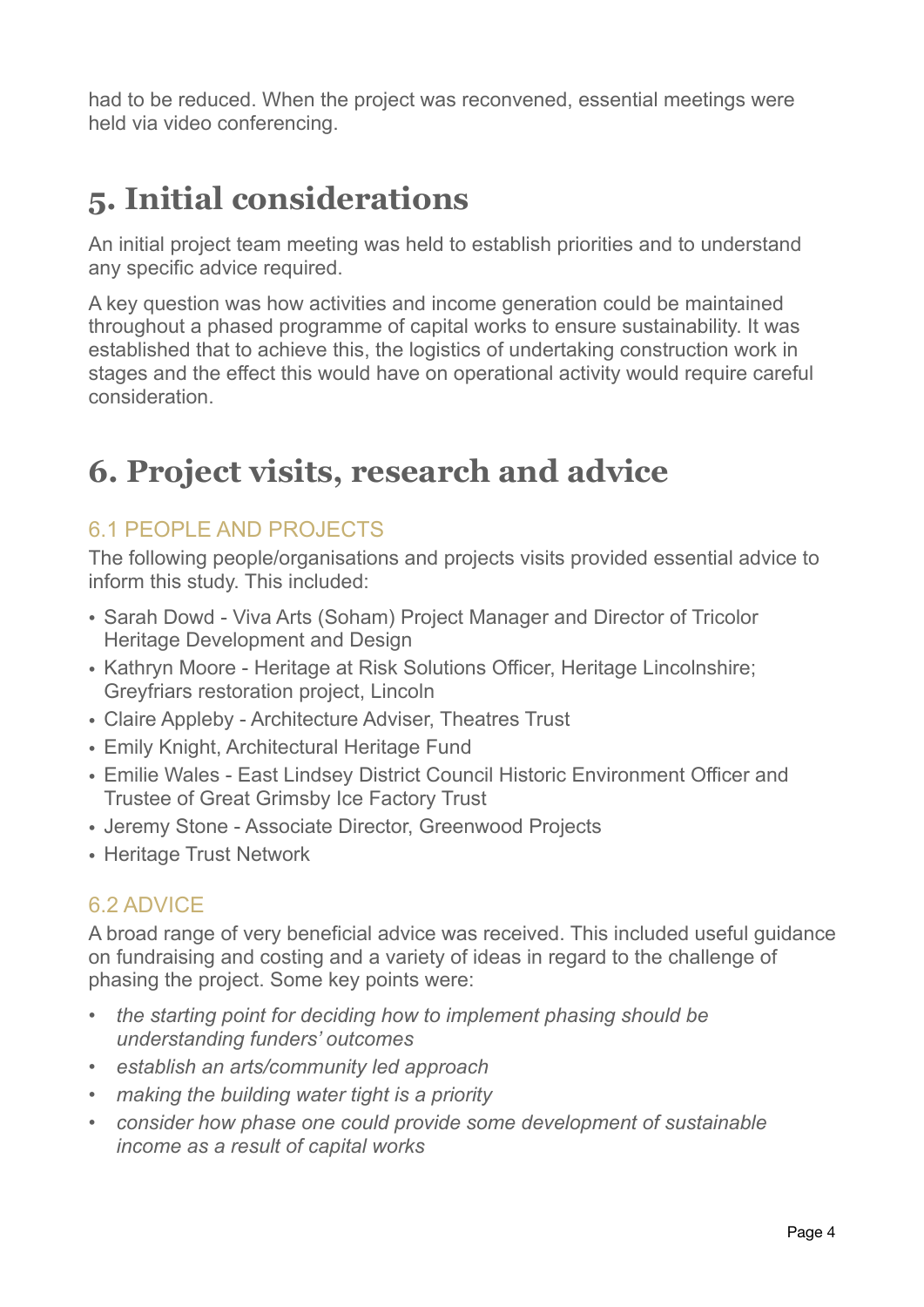had to be reduced. When the project was reconvened, essential meetings were held via video conferencing.

# 5. Initial considerations

An initial project team meeting was held to establish priorities and to understand any specific advice required.

A key question was how activities and income generation could be maintained throughout a phased programme of capital works to ensure sustainability. It was established that to achieve this, the logistics of undertaking construction work in stages and the effect this would have on operational activity would require careful consideration.

# 6. Project visits, research and advice

## 6.1 PEOPLE AND PROJECTS

The following people/organisations and projects visits provided essential advice to inform this study. This included:

- Sarah Dowd - Viva Arts (Soham) Project Manager and Director of Tricolor Heritage Development and Design
- Kathryn Moore - Heritage at Risk Solutions Officer, Heritage Lincolnshire; Greyfriars restoration project, Lincoln
- Claire Appleby - Architecture Adviser, Theatres Trust
- Emily Knight, Architectural Heritage Fund
- Emilie Wales - East Lindsey District Council Historic Environment Officer and Trustee of Great Grimsby Ice Factory Trust
- Jeremy Stone - Associate Director, Greenwood Projects
- Heritage Trust Network

## 6.2 ADVICE

A broad range of very beneficial advice was received. This included useful guidance on fundraising and costing and a variety of ideas in regard to the challenge of phasing the project. Some key points were:

- *the starting point for deciding how to implement phasing should be understanding funders' outcomes*
- *establish an arts/community led approach*
- *making the building water tight is a priority*
- *consider how phase one could provide some development of sustainable income as a result of capital works*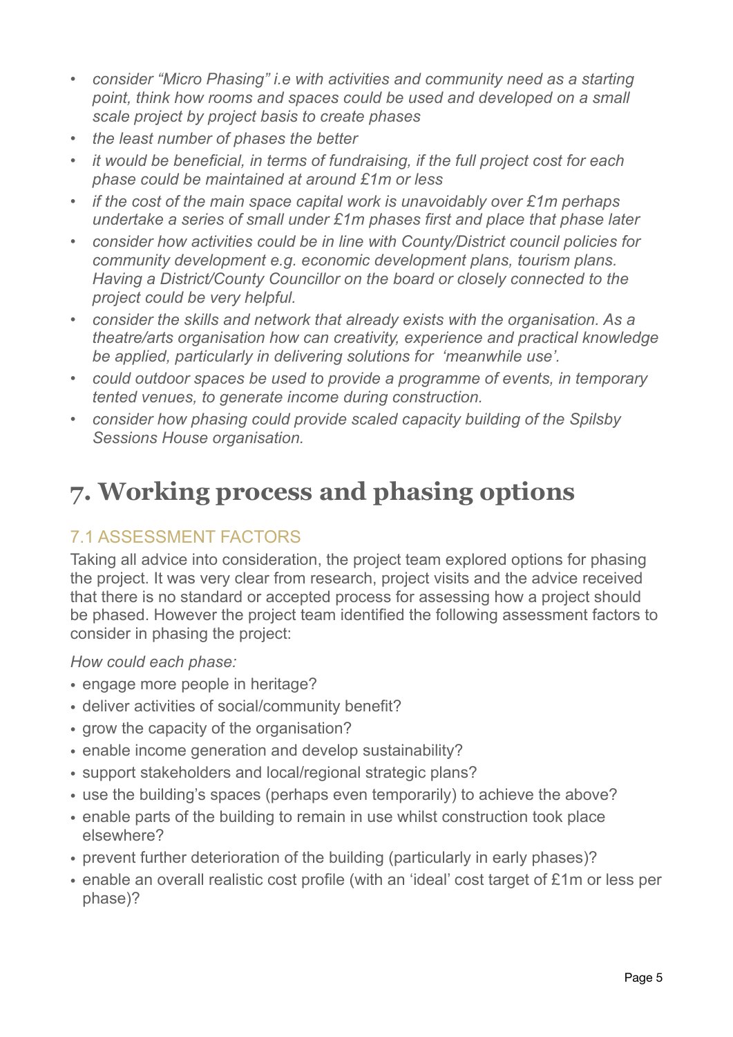- *consider "Micro Phasing" i.e with activities and community need as a starting point, think how rooms and spaces could be used and developed on a small scale project by project basis to create phases*
- *the least number of phases the better*
- *it would be beneficial, in terms of fundraising, if the full project cost for each phase could be maintained at around £1m or less*
- *if the cost of the main space capital work is unavoidably over £1m perhaps undertake a series of small under £1m phases first and place that phase later*
- *consider how activities could be in line with County/District council policies for community development e.g. economic development plans, tourism plans. Having a District/County Councillor on the board or closely connected to the project could be very helpful.*
- *consider the skills and network that already exists with the organisation. As a theatre/arts organisation how can creativity, experience and practical knowledge be applied, particularly in delivering solutions for 'meanwhile use'.*
- *could outdoor spaces be used to provide a programme of events, in temporary tented venues, to generate income during construction.*
- *consider how phasing could provide scaled capacity building of the Spilsby Sessions House organisation.*

# 7. Working process and phasing options

## 7.1 ASSESSMENT FACTORS

Taking all advice into consideration, the project team explored options for phasing the project. It was very clear from research, project visits and the advice received that there is no standard or accepted process for assessing how a project should be phased. However the project team identified the following assessment factors to consider in phasing the project:

*How could each phase:*

- engage more people in heritage?
- deliver activities of social/community benefit?
- grow the capacity of the organisation?
- enable income generation and develop sustainability?
- support stakeholders and local/regional strategic plans?
- use the building's spaces (perhaps even temporarily) to achieve the above?
- enable parts of the building to remain in use whilst construction took place elsewhere?
- prevent further deterioration of the building (particularly in early phases)?
- enable an overall realistic cost profile (with an 'ideal' cost target of £1m or less per phase)?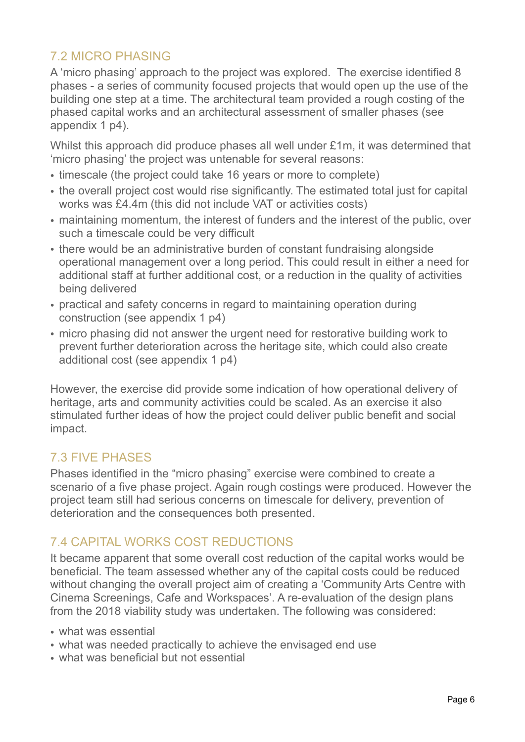## 7.2 MICRO PHASING

A 'micro phasing' approach to the project was explored. The exercise identified 8 phases - a series of community focused projects that would open up the use of the building one step at a time. The architectural team provided a rough costing of the phased capital works and an architectural assessment of smaller phases (see appendix 1 p4).

Whilst this approach did produce phases all well under £1m, it was determined that 'micro phasing' the project was untenable for several reasons:

- timescale (the project could take 16 years or more to complete)
- the overall project cost would rise significantly. The estimated total just for capital works was £4.4m (this did not include VAT or activities costs)
- maintaining momentum, the interest of funders and the interest of the public, over such a timescale could be very difficult
- there would be an administrative burden of constant fundraising alongside operational management over a long period. This could result in either a need for additional staff at further additional cost, or a reduction in the quality of activities being delivered
- practical and safety concerns in regard to maintaining operation during construction (see appendix 1 p4)
- micro phasing did not answer the urgent need for restorative building work to prevent further deterioration across the heritage site, which could also create additional cost (see appendix 1 p4)

However, the exercise did provide some indication of how operational delivery of heritage, arts and community activities could be scaled. As an exercise it also stimulated further ideas of how the project could deliver public benefit and social impact.

## 7.3 FIVE PHASES

Phases identified in the "micro phasing" exercise were combined to create a scenario of a five phase project. Again rough costings were produced. However the project team still had serious concerns on timescale for delivery, prevention of deterioration and the consequences both presented.

## 7.4 CAPITAL WORKS COST REDUCTIONS

It became apparent that some overall cost reduction of the capital works would be beneficial. The team assessed whether any of the capital costs could be reduced without changing the overall project aim of creating a 'Community Arts Centre with Cinema Screenings, Cafe and Workspaces'. A re-evaluation of the design plans from the 2018 viability study was undertaken. The following was considered:

- what was essential
- what was needed practically to achieve the envisaged end use
- what was beneficial but not essential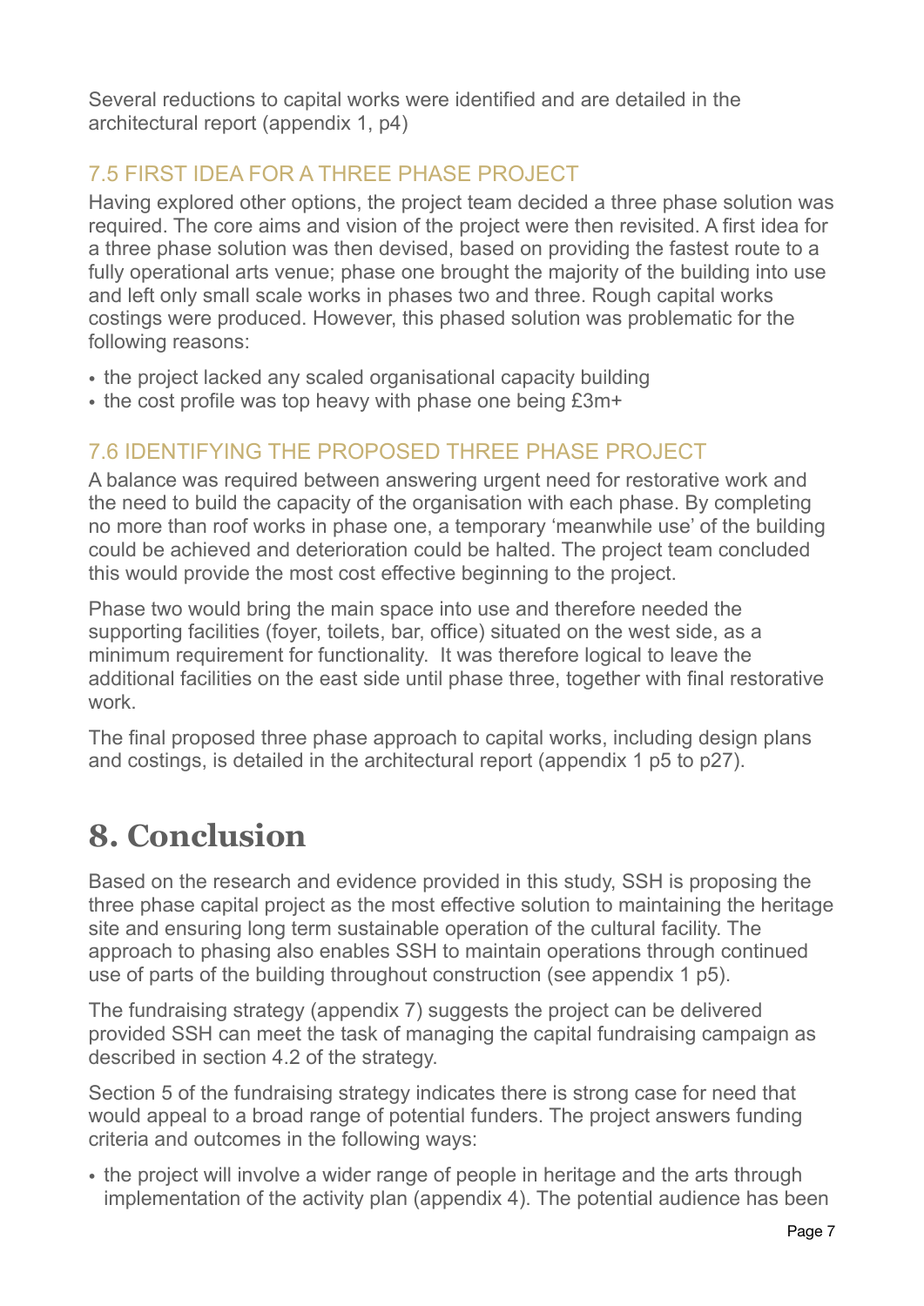Several reductions to capital works were identified and are detailed in the architectural report (appendix 1, p4)

### 7.5 FIRST IDEA FOR A THREE PHASE PROJECT

Having explored other options, the project team decided a three phase solution was required. The core aims and vision of the project were then revisited. A first idea for a three phase solution was then devised, based on providing the fastest route to a fully operational arts venue; phase one brought the majority of the building into use and left only small scale works in phases two and three. Rough capital works costings were produced. However, this phased solution was problematic for the following reasons:

- the project lacked any scaled organisational capacity building
- the cost profile was top heavy with phase one being £3m+

### 7.6 IDENTIFYING THE PROPOSED THREE PHASE PROJECT

A balance was required between answering urgent need for restorative work and the need to build the capacity of the organisation with each phase. By completing no more than roof works in phase one, a temporary 'meanwhile use' of the building could be achieved and deterioration could be halted. The project team concluded this would provide the most cost effective beginning to the project.

Phase two would bring the main space into use and therefore needed the supporting facilities (foyer, toilets, bar, office) situated on the west side, as a minimum requirement for functionality. It was therefore logical to leave the additional facilities on the east side until phase three, together with final restorative work.

The final proposed three phase approach to capital works, including design plans and costings, is detailed in the architectural report (appendix 1 p5 to p27).

# 8. Conclusion

Based on the research and evidence provided in this study, SSH is proposing the three phase capital project as the most effective solution to maintaining the heritage site and ensuring long term sustainable operation of the cultural facility. The approach to phasing also enables SSH to maintain operations through continued use of parts of the building throughout construction (see appendix 1 p5).

The fundraising strategy (appendix 7) suggests the project can be delivered provided SSH can meet the task of managing the capital fundraising campaign as described in section 4.2 of the strategy.

Section 5 of the fundraising strategy indicates there is strong case for need that would appeal to a broad range of potential funders. The project answers funding criteria and outcomes in the following ways:

- the project will involve a wider range of people in heritage and the arts through implementation of the activity plan (appendix 4). The potential audience has been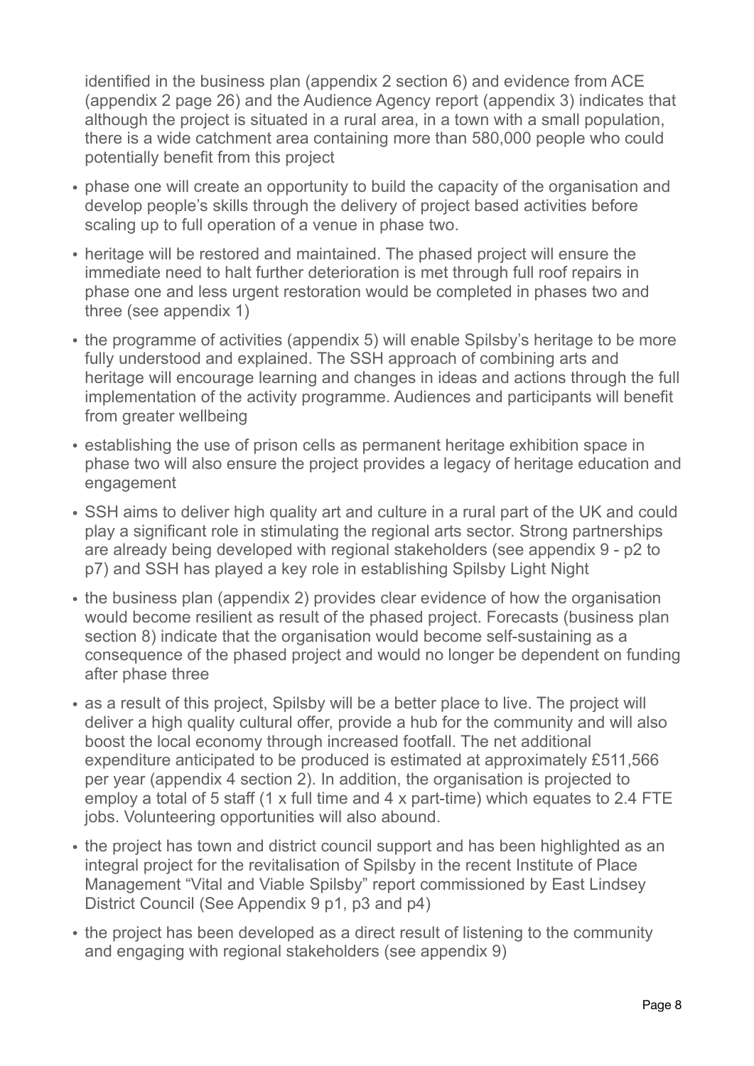identified in the business plan (appendix 2 section 6) and evidence from ACE (appendix 2 page 26) and the Audience Agency report (appendix 3) indicates that although the project is situated in a rural area, in a town with a small population, there is a wide catchment area containing more than 580,000 people who could potentially benefit from this project

- phase one will create an opportunity to build the capacity of the organisation and develop people's skills through the delivery of project based activities before scaling up to full operation of a venue in phase two.
- heritage will be restored and maintained. The phased project will ensure the immediate need to halt further deterioration is met through full roof repairs in phase one and less urgent restoration would be completed in phases two and three (see appendix 1)
- the programme of activities (appendix 5) will enable Spilsby's heritage to be more fully understood and explained. The SSH approach of combining arts and heritage will encourage learning and changes in ideas and actions through the full implementation of the activity programme. Audiences and participants will benefit from greater wellbeing
- establishing the use of prison cells as permanent heritage exhibition space in phase two will also ensure the project provides a legacy of heritage education and engagement
- SSH aims to deliver high quality art and culture in a rural part of the UK and could play a significant role in stimulating the regional arts sector. Strong partnerships are already being developed with regional stakeholders (see appendix 9 - p2 to p7) and SSH has played a key role in establishing Spilsby Light Night
- the business plan (appendix 2) provides clear evidence of how the organisation would become resilient as result of the phased project. Forecasts (business plan section 8) indicate that the organisation would become self-sustaining as a consequence of the phased project and would no longer be dependent on funding after phase three
- as a result of this project, Spilsby will be a better place to live. The project will deliver a high quality cultural offer, provide a hub for the community and will also boost the local economy through increased footfall. The net additional expenditure anticipated to be produced is estimated at approximately £511,566 per year (appendix 4 section 2). In addition, the organisation is projected to employ a total of 5 staff (1 x full time and 4 x part-time) which equates to 2.4 FTE jobs. Volunteering opportunities will also abound.
- the project has town and district council support and has been highlighted as an integral project for the revitalisation of Spilsby in the recent Institute of Place Management "Vital and Viable Spilsby" report commissioned by East Lindsey District Council (See Appendix 9 p1, p3 and p4)
- the project has been developed as a direct result of listening to the community and engaging with regional stakeholders (see appendix 9)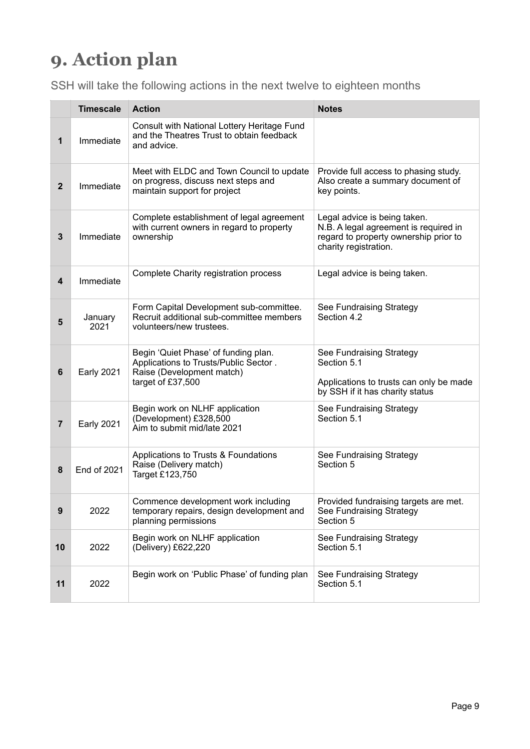# 9. Action plan

SSH will take the following actions in the next twelve to eighteen months

| | Timescale | Action | Notes |
|---|---|---|---|
| **1** | Immediate | Consult with National Lottery Heritage Fund and the Theatres Trust to obtain feedback and advice. | |
| **2** | Immediate | Meet with ELDC and Town Council to update on progress, discuss next steps and maintain support for project | Provide full access to phasing study. Also create a summary document of key points. |
| **3** | Immediate | Complete establishment of legal agreement with current owners in regard to property ownership | Legal advice is being taken. N.B. A legal agreement is required in regard to property ownership prior to charity registration. |
| **4** | Immediate | Complete Charity registration process | Legal advice is being taken. |
| **5** | January 2021 | Form Capital Development sub-committee. Recruit additional sub-committee members volunteers/new trustees. | See Fundraising Strategy Section 4.2 |
| **6** | Early 2021 | Begin 'Quiet Phase' of funding plan. Applications to Trusts/Public Sector . Raise (Development match) target of £37,500 | See Fundraising Strategy Section 5.1<br><br>Applications to trusts can only be made by SSH if it has charity status |
| **7** | Early 2021 | Begin work on NLHF application (Development) £328,500 Aim to submit mid/late 2021 | See Fundraising Strategy Section 5.1 |
| **8** | End of 2021 | Applications to Trusts & Foundations Raise (Delivery match) Target £123,750 | See Fundraising Strategy Section 5 |
| **9** | 2022 | Commence development work including temporary repairs, design development and planning permissions | Provided fundraising targets are met. See Fundraising Strategy Section 5 |
| **10** | 2022 | Begin work on NLHF application (Delivery) £622,220 | See Fundraising Strategy Section 5.1 |
| **11** | 2022 | Begin work on 'Public Phase' of funding plan | See Fundraising Strategy Section 5.1 |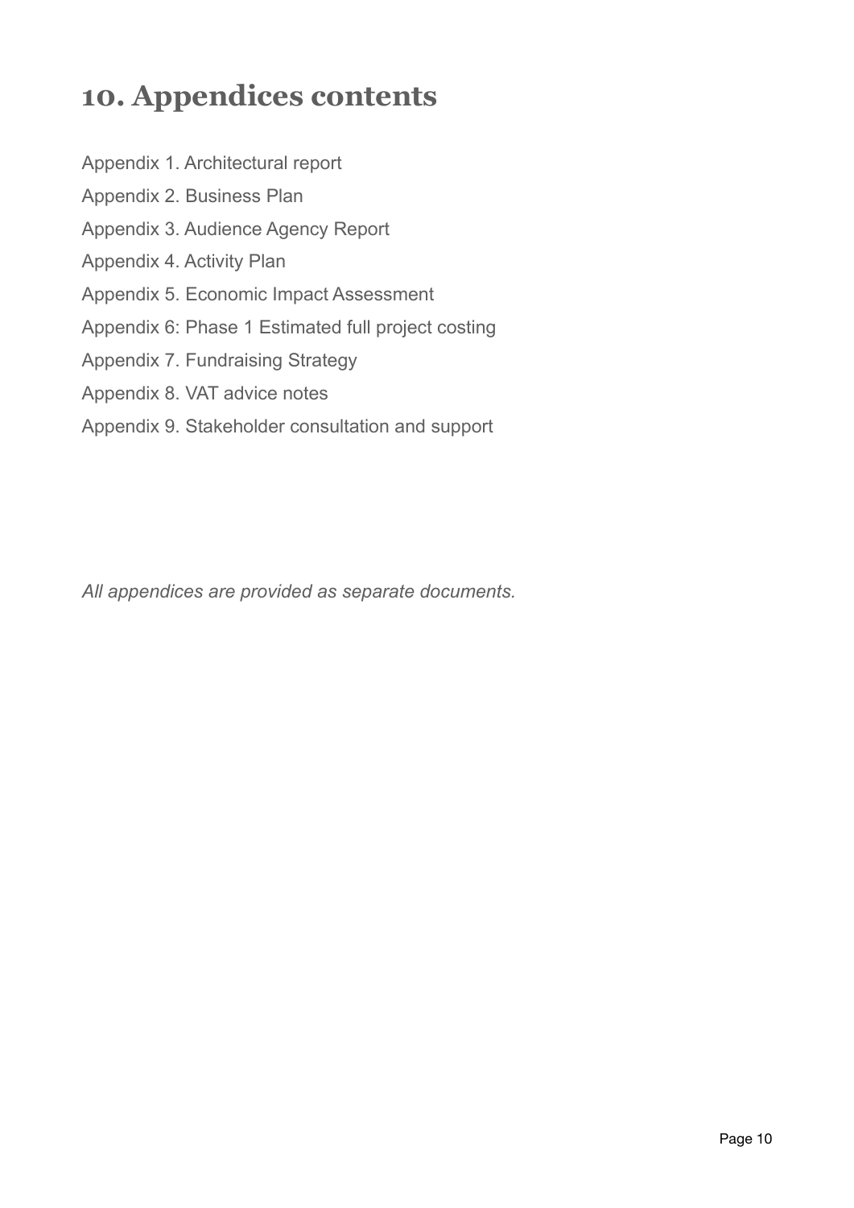## 10. Appendices contents

Appendix 1. Architectural report

Appendix 2. Business Plan

Appendix 3. Audience Agency Report

Appendix 4. Activity Plan

Appendix 5. Economic Impact Assessment

Appendix 6: Phase 1 Estimated full project costing

Appendix 7. Fundraising Strategy

Appendix 8. VAT advice notes

Appendix 9. Stakeholder consultation and support

*All appendices are provided as separate documents.*